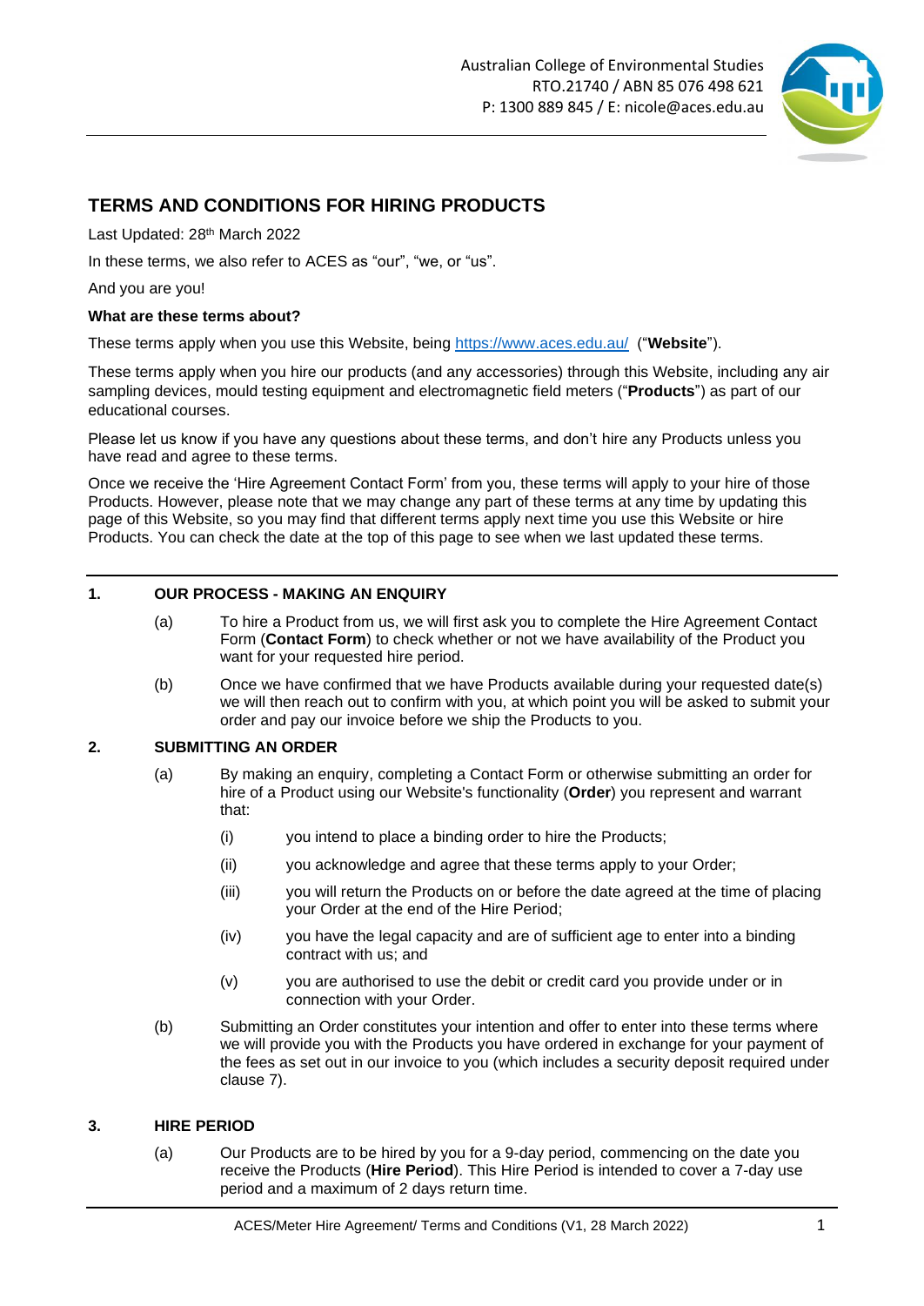Australian College of Environmental Studies
RTO.21740 / ABN 85 076 498 621
P: 1300 889 845 / E: nicole@aces.edu.au

# TERMS AND CONDITIONS FOR HIRING PRODUCTS

Last Updated: 28th March 2022

In these terms, we also refer to ACES as "our", "we, or "us".

And you are you!

**What are these terms about?**

These terms apply when you use this Website, being https://www.aces.edu.au/ ("**Website**").

These terms apply when you hire our products (and any accessories) through this Website, including any air sampling devices, mould testing equipment and electromagnetic field meters ("**Products**") as part of our educational courses.

Please let us know if you have any questions about these terms, and don't hire any Products unless you have read and agree to these terms.

Once we receive the 'Hire Agreement Contact Form' from you, these terms will apply to your hire of those Products. However, please note that we may change any part of these terms at any time by updating this page of this Website, so you may find that different terms apply next time you use this Website or hire Products. You can check the date at the top of this page to see when we last updated these terms.

## 1. OUR PROCESS - MAKING AN ENQUIRY

(a) To hire a Product from us, we will first ask you to complete the Hire Agreement Contact Form (**Contact Form**) to check whether or not we have availability of the Product you want for your requested hire period.

(b) Once we have confirmed that we have Products available during your requested date(s) we will then reach out to confirm with you, at which point you will be asked to submit your order and pay our invoice before we ship the Products to you.

## 2. SUBMITTING AN ORDER

(a) By making an enquiry, completing a Contact Form or otherwise submitting an order for hire of a Product using our Website's functionality (**Order**) you represent and warrant that:

(i) you intend to place a binding order to hire the Products;

(ii) you acknowledge and agree that these terms apply to your Order;

(iii) you will return the Products on or before the date agreed at the time of placing your Order at the end of the Hire Period;

(iv) you have the legal capacity and are of sufficient age to enter into a binding contract with us; and

(v) you are authorised to use the debit or credit card you provide under or in connection with your Order.

(b) Submitting an Order constitutes your intention and offer to enter into these terms where we will provide you with the Products you have ordered in exchange for your payment of the fees as set out in our invoice to you (which includes a security deposit required under clause 7).

## 3. HIRE PERIOD

(a) Our Products are to be hired by you for a 9-day period, commencing on the date you receive the Products (**Hire Period**). This Hire Period is intended to cover a 7-day use period and a maximum of 2 days return time.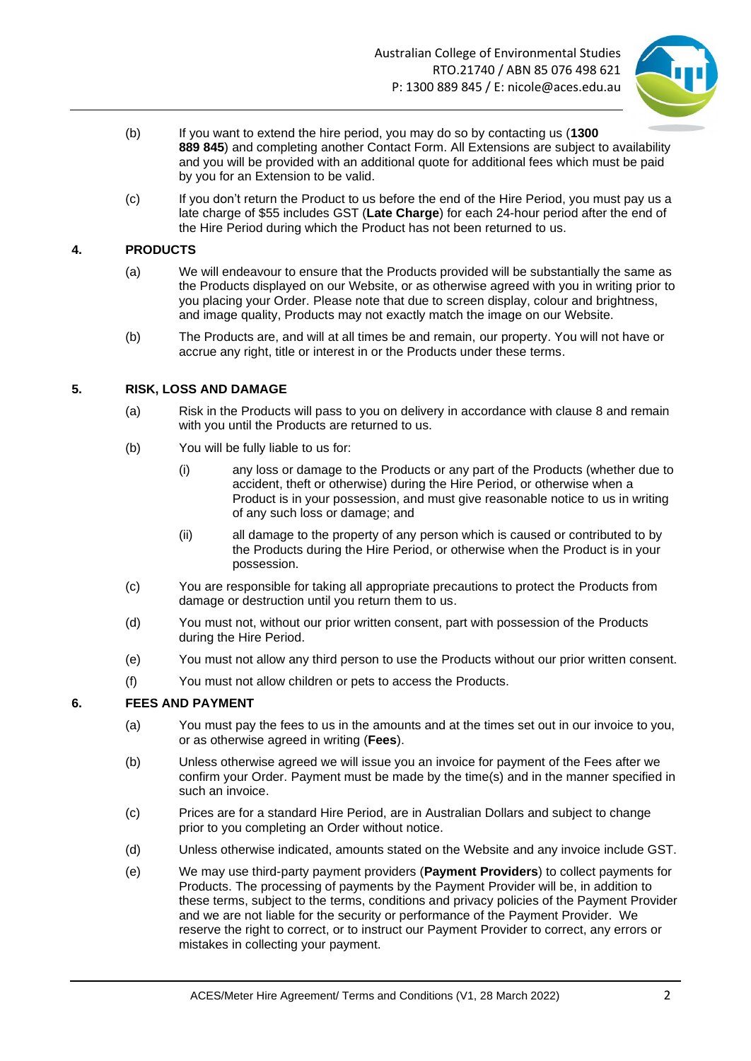(b) If you want to extend the hire period, you may do so by contacting us (**1300 889 845**) and completing another Contact Form. All Extensions are subject to availability and you will be provided with an additional quote for additional fees which must be paid by you for an Extension to be valid.

(c) If you don't return the Product to us before the end of the Hire Period, you must pay us a late charge of $55 includes GST (**Late Charge**) for each 24-hour period after the end of the Hire Period during which the Product has not been returned to us.

## 4. PRODUCTS

(a) We will endeavour to ensure that the Products provided will be substantially the same as the Products displayed on our Website, or as otherwise agreed with you in writing prior to you placing your Order. Please note that due to screen display, colour and brightness, and image quality, Products may not exactly match the image on our Website.

(b) The Products are, and will at all times be and remain, our property. You will not have or accrue any right, title or interest in or the Products under these terms.

## 5. RISK, LOSS AND DAMAGE

(a) Risk in the Products will pass to you on delivery in accordance with clause 8 and remain with you until the Products are returned to us.

(b) You will be fully liable to us for:

   (i) any loss or damage to the Products or any part of the Products (whether due to accident, theft or otherwise) during the Hire Period, or otherwise when a Product is in your possession, and must give reasonable notice to us in writing of any such loss or damage; and

   (ii) all damage to the property of any person which is caused or contributed to by the Products during the Hire Period, or otherwise when the Product is in your possession.

(c) You are responsible for taking all appropriate precautions to protect the Products from damage or destruction until you return them to us.

(d) You must not, without our prior written consent, part with possession of the Products during the Hire Period.

(e) You must not allow any third person to use the Products without our prior written consent.

(f) You must not allow children or pets to access the Products.

## 6. FEES AND PAYMENT

(a) You must pay the fees to us in the amounts and at the times set out in our invoice to you, or as otherwise agreed in writing (**Fees**).

(b) Unless otherwise agreed we will issue you an invoice for payment of the Fees after we confirm your Order. Payment must be made by the time(s) and in the manner specified in such an invoice.

(c) Prices are for a standard Hire Period, are in Australian Dollars and subject to change prior to you completing an Order without notice.

(d) Unless otherwise indicated, amounts stated on the Website and any invoice include GST.

(e) We may use third-party payment providers (**Payment Providers**) to collect payments for Products. The processing of payments by the Payment Provider will be, in addition to these terms, subject to the terms, conditions and privacy policies of the Payment Provider and we are not liable for the security or performance of the Payment Provider. We reserve the right to correct, or to instruct our Payment Provider to correct, any errors or mistakes in collecting your payment.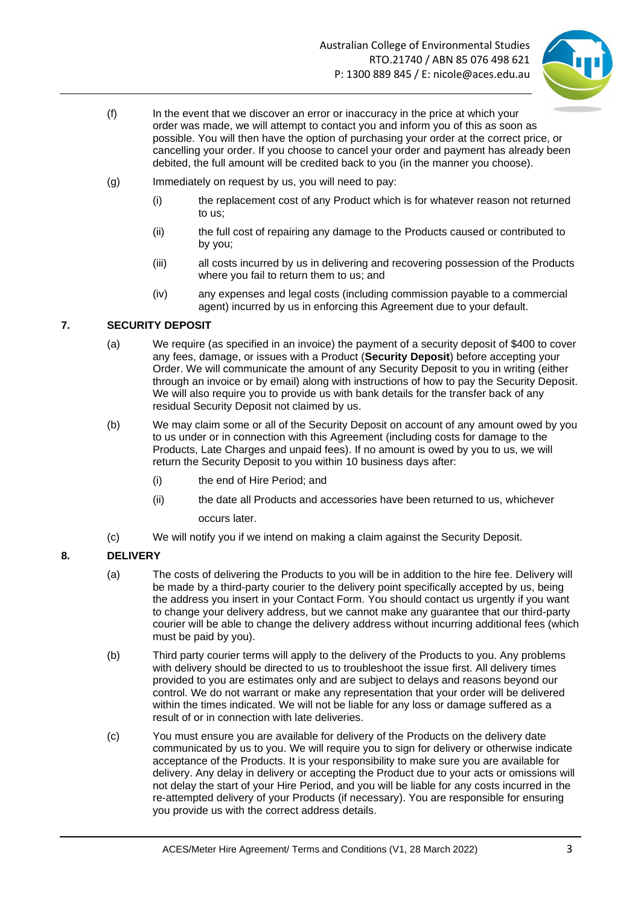(f) In the event that we discover an error or inaccuracy in the price at which your order was made, we will attempt to contact you and inform you of this as soon as possible. You will then have the option of purchasing your order at the correct price, or cancelling your order. If you choose to cancel your order and payment has already been debited, the full amount will be credited back to you (in the manner you choose).

(g) Immediately on request by us, you will need to pay:

(i) the replacement cost of any Product which is for whatever reason not returned to us;

(ii) the full cost of repairing any damage to the Products caused or contributed to by you;

(iii) all costs incurred by us in delivering and recovering possession of the Products where you fail to return them to us; and

(iv) any expenses and legal costs (including commission payable to a commercial agent) incurred by us in enforcing this Agreement due to your default.

## 7. SECURITY DEPOSIT

(a) We require (as specified in an invoice) the payment of a security deposit of $400 to cover any fees, damage, or issues with a Product (**Security Deposit**) before accepting your Order. We will communicate the amount of any Security Deposit to you in writing (either through an invoice or by email) along with instructions of how to pay the Security Deposit. We will also require you to provide us with bank details for the transfer back of any residual Security Deposit not claimed by us.

(b) We may claim some or all of the Security Deposit on account of any amount owed by you to us under or in connection with this Agreement (including costs for damage to the Products, Late Charges and unpaid fees). If no amount is owed by you to us, we will return the Security Deposit to you within 10 business days after:

(i) the end of Hire Period; and

(ii) the date all Products and accessories have been returned to us, whichever occurs later.

(c) We will notify you if we intend on making a claim against the Security Deposit.

## 8. DELIVERY

(a) The costs of delivering the Products to you will be in addition to the hire fee. Delivery will be made by a third-party courier to the delivery point specifically accepted by us, being the address you insert in your Contact Form. You should contact us urgently if you want to change your delivery address, but we cannot make any guarantee that our third-party courier will be able to change the delivery address without incurring additional fees (which must be paid by you).

(b) Third party courier terms will apply to the delivery of the Products to you. Any problems with delivery should be directed to us to troubleshoot the issue first. All delivery times provided to you are estimates only and are subject to delays and reasons beyond our control. We do not warrant or make any representation that your order will be delivered within the times indicated. We will not be liable for any loss or damage suffered as a result of or in connection with late deliveries.

(c) You must ensure you are available for delivery of the Products on the delivery date communicated by us to you. We will require you to sign for delivery or otherwise indicate acceptance of the Products. It is your responsibility to make sure you are available for delivery. Any delay in delivery or accepting the Product due to your acts or omissions will not delay the start of your Hire Period, and you will be liable for any costs incurred in the re-attempted delivery of your Products (if necessary). You are responsible for ensuring you provide us with the correct address details.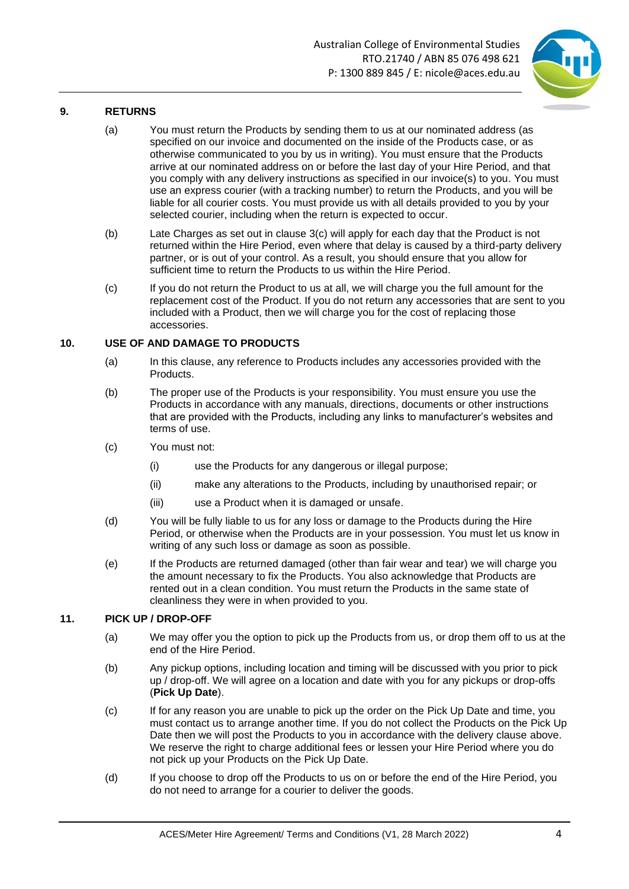## 9. RETURNS

(a) You must return the Products by sending them to us at our nominated address (as specified on our invoice and documented on the inside of the Products case, or as otherwise communicated to you by us in writing). You must ensure that the Products arrive at our nominated address on or before the last day of your Hire Period, and that you comply with any delivery instructions as specified in our invoice(s) to you. You must use an express courier (with a tracking number) to return the Products, and you will be liable for all courier costs. You must provide us with all details provided to you by your selected courier, including when the return is expected to occur.

(b) Late Charges as set out in clause 3(c) will apply for each day that the Product is not returned within the Hire Period, even where that delay is caused by a third-party delivery partner, or is out of your control. As a result, you should ensure that you allow for sufficient time to return the Products to us within the Hire Period.

(c) If you do not return the Product to us at all, we will charge you the full amount for the replacement cost of the Product. If you do not return any accessories that are sent to you included with a Product, then we will charge you for the cost of replacing those accessories.

## 10. USE OF AND DAMAGE TO PRODUCTS

(a) In this clause, any reference to Products includes any accessories provided with the Products.

(b) The proper use of the Products is your responsibility. You must ensure you use the Products in accordance with any manuals, directions, documents or other instructions that are provided with the Products, including any links to manufacturer's websites and terms of use.

(c) You must not:

(i) use the Products for any dangerous or illegal purpose;

(ii) make any alterations to the Products, including by unauthorised repair; or

(iii) use a Product when it is damaged or unsafe.

(d) You will be fully liable to us for any loss or damage to the Products during the Hire Period, or otherwise when the Products are in your possession. You must let us know in writing of any such loss or damage as soon as possible.

(e) If the Products are returned damaged (other than fair wear and tear) we will charge you the amount necessary to fix the Products. You also acknowledge that Products are rented out in a clean condition. You must return the Products in the same state of cleanliness they were in when provided to you.

## 11. PICK UP / DROP-OFF

(a) We may offer you the option to pick up the Products from us, or drop them off to us at the end of the Hire Period.

(b) Any pickup options, including location and timing will be discussed with you prior to pick up / drop-off. We will agree on a location and date with you for any pickups or drop-offs (**Pick Up Date**).

(c) If for any reason you are unable to pick up the order on the Pick Up Date and time, you must contact us to arrange another time. If you do not collect the Products on the Pick Up Date then we will post the Products to you in accordance with the delivery clause above. We reserve the right to charge additional fees or lessen your Hire Period where you do not pick up your Products on the Pick Up Date.

(d) If you choose to drop off the Products to us on or before the end of the Hire Period, you do not need to arrange for a courier to deliver the goods.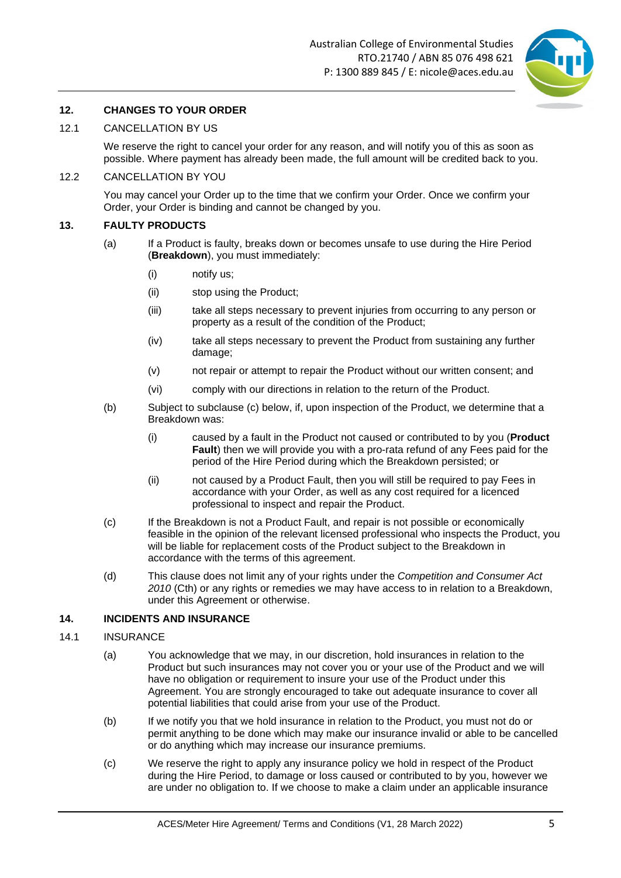## 12. CHANGES TO YOUR ORDER

### 12.1 CANCELLATION BY US

We reserve the right to cancel your order for any reason, and will notify you of this as soon as possible. Where payment has already been made, the full amount will be credited back to you.

### 12.2 CANCELLATION BY YOU

You may cancel your Order up to the time that we confirm your Order. Once we confirm your Order, your Order is binding and cannot be changed by you.

## 13. FAULTY PRODUCTS

(a) If a Product is faulty, breaks down or becomes unsafe to use during the Hire Period (**Breakdown**), you must immediately:

- (i) notify us;
- (ii) stop using the Product;
- (iii) take all steps necessary to prevent injuries from occurring to any person or property as a result of the condition of the Product;
- (iv) take all steps necessary to prevent the Product from sustaining any further damage;
- (v) not repair or attempt to repair the Product without our written consent; and
- (vi) comply with our directions in relation to the return of the Product.

(b) Subject to subclause (c) below, if, upon inspection of the Product, we determine that a Breakdown was:

- (i) caused by a fault in the Product not caused or contributed to by you (**Product Fault**) then we will provide you with a pro-rata refund of any Fees paid for the period of the Hire Period during which the Breakdown persisted; or
- (ii) not caused by a Product Fault, then you will still be required to pay Fees in accordance with your Order, as well as any cost required for a licenced professional to inspect and repair the Product.

(c) If the Breakdown is not a Product Fault, and repair is not possible or economically feasible in the opinion of the relevant licensed professional who inspects the Product, you will be liable for replacement costs of the Product subject to the Breakdown in accordance with the terms of this agreement.

(d) This clause does not limit any of your rights under the *Competition and Consumer Act 2010* (Cth) or any rights or remedies we may have access to in relation to a Breakdown, under this Agreement or otherwise.

## 14. INCIDENTS AND INSURANCE

### 14.1 INSURANCE

(a) You acknowledge that we may, in our discretion, hold insurances in relation to the Product but such insurances may not cover you or your use of the Product and we will have no obligation or requirement to insure your use of the Product under this Agreement. You are strongly encouraged to take out adequate insurance to cover all potential liabilities that could arise from your use of the Product.

(b) If we notify you that we hold insurance in relation to the Product, you must not do or permit anything to be done which may make our insurance invalid or able to be cancelled or do anything which may increase our insurance premiums.

(c) We reserve the right to apply any insurance policy we hold in respect of the Product during the Hire Period, to damage or loss caused or contributed to by you, however we are under no obligation to. If we choose to make a claim under an applicable insurance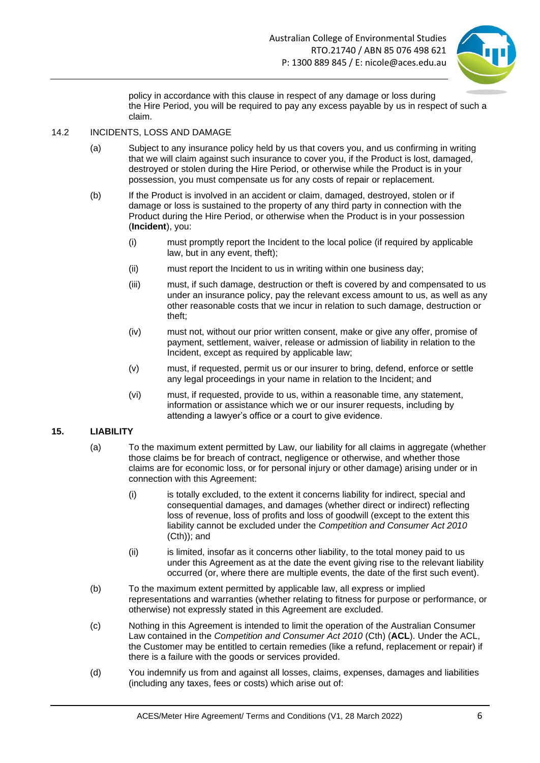policy in accordance with this clause in respect of any damage or loss during the Hire Period, you will be required to pay any excess payable by us in respect of such a claim.

14.2 INCIDENTS, LOSS AND DAMAGE

(a) Subject to any insurance policy held by us that covers you, and us confirming in writing that we will claim against such insurance to cover you, if the Product is lost, damaged, destroyed or stolen during the Hire Period, or otherwise while the Product is in your possession, you must compensate us for any costs of repair or replacement.

(b) If the Product is involved in an accident or claim, damaged, destroyed, stolen or if damage or loss is sustained to the property of any third party in connection with the Product during the Hire Period, or otherwise when the Product is in your possession (**Incident**), you:

(i) must promptly report the Incident to the local police (if required by applicable law, but in any event, theft);

(ii) must report the Incident to us in writing within one business day;

(iii) must, if such damage, destruction or theft is covered by and compensated to us under an insurance policy, pay the relevant excess amount to us, as well as any other reasonable costs that we incur in relation to such damage, destruction or theft;

(iv) must not, without our prior written consent, make or give any offer, promise of payment, settlement, waiver, release or admission of liability in relation to the Incident, except as required by applicable law;

(v) must, if requested, permit us or our insurer to bring, defend, enforce or settle any legal proceedings in your name in relation to the Incident; and

(vi) must, if requested, provide to us, within a reasonable time, any statement, information or assistance which we or our insurer requests, including by attending a lawyer's office or a court to give evidence.

## 15. LIABILITY

(a) To the maximum extent permitted by Law, our liability for all claims in aggregate (whether those claims be for breach of contract, negligence or otherwise, and whether those claims are for economic loss, or for personal injury or other damage) arising under or in connection with this Agreement:

(i) is totally excluded, to the extent it concerns liability for indirect, special and consequential damages, and damages (whether direct or indirect) reflecting loss of revenue, loss of profits and loss of goodwill (except to the extent this liability cannot be excluded under the *Competition and Consumer Act 2010* (Cth)); and

(ii) is limited, insofar as it concerns other liability, to the total money paid to us under this Agreement as at the date the event giving rise to the relevant liability occurred (or, where there are multiple events, the date of the first such event).

(b) To the maximum extent permitted by applicable law, all express or implied representations and warranties (whether relating to fitness for purpose or performance, or otherwise) not expressly stated in this Agreement are excluded.

(c) Nothing in this Agreement is intended to limit the operation of the Australian Consumer Law contained in the *Competition and Consumer Act 2010* (Cth) (**ACL**). Under the ACL, the Customer may be entitled to certain remedies (like a refund, replacement or repair) if there is a failure with the goods or services provided.

(d) You indemnify us from and against all losses, claims, expenses, damages and liabilities (including any taxes, fees or costs) which arise out of: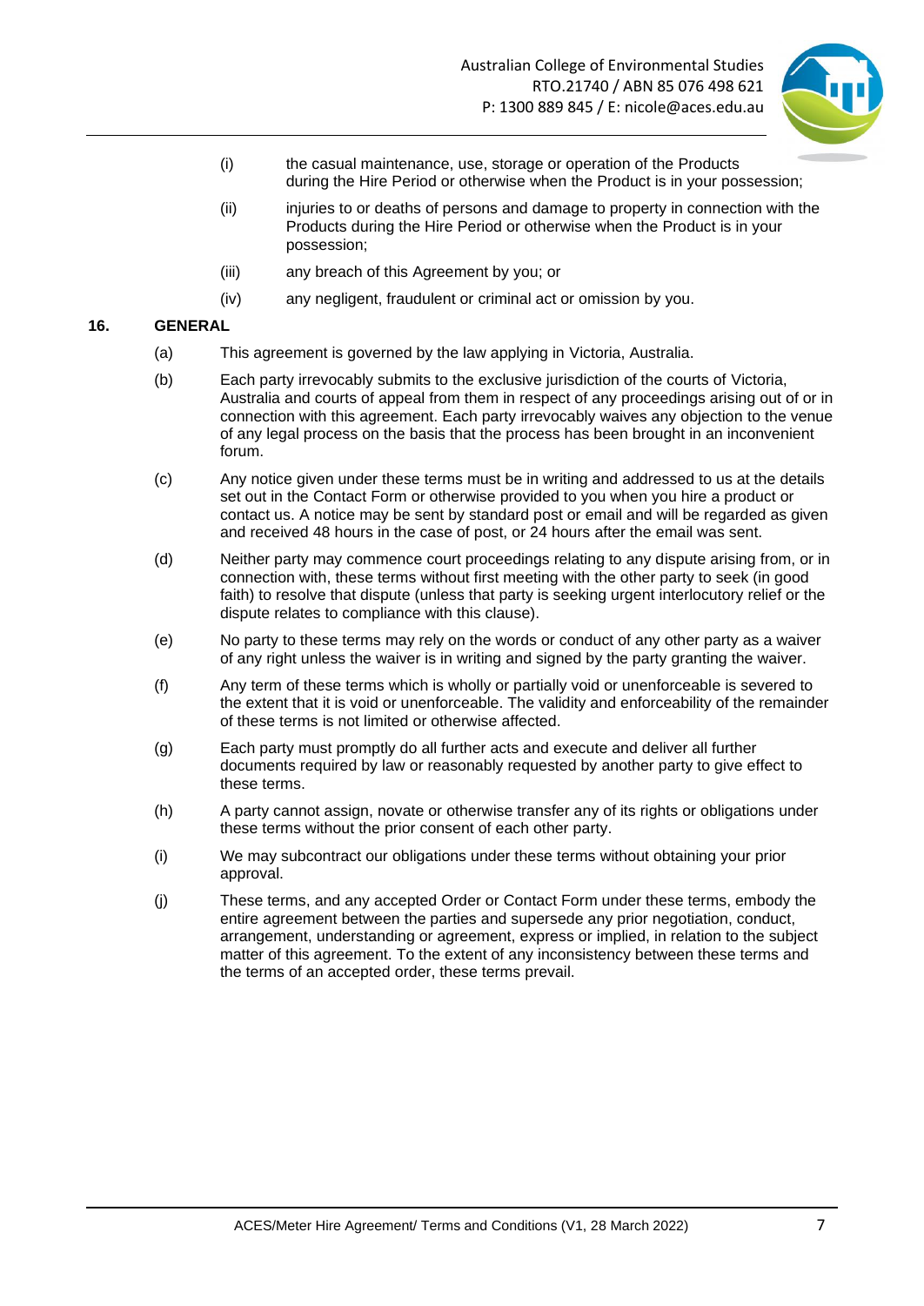(i) the casual maintenance, use, storage or operation of the Products during the Hire Period or otherwise when the Product is in your possession;

(ii) injuries to or deaths of persons and damage to property in connection with the Products during the Hire Period or otherwise when the Product is in your possession;

(iii) any breach of this Agreement by you; or

(iv) any negligent, fraudulent or criminal act or omission by you.

## 16. GENERAL

(a) This agreement is governed by the law applying in Victoria, Australia.

(b) Each party irrevocably submits to the exclusive jurisdiction of the courts of Victoria, Australia and courts of appeal from them in respect of any proceedings arising out of or in connection with this agreement. Each party irrevocably waives any objection to the venue of any legal process on the basis that the process has been brought in an inconvenient forum.

(c) Any notice given under these terms must be in writing and addressed to us at the details set out in the Contact Form or otherwise provided to you when you hire a product or contact us. A notice may be sent by standard post or email and will be regarded as given and received 48 hours in the case of post, or 24 hours after the email was sent.

(d) Neither party may commence court proceedings relating to any dispute arising from, or in connection with, these terms without first meeting with the other party to seek (in good faith) to resolve that dispute (unless that party is seeking urgent interlocutory relief or the dispute relates to compliance with this clause).

(e) No party to these terms may rely on the words or conduct of any other party as a waiver of any right unless the waiver is in writing and signed by the party granting the waiver.

(f) Any term of these terms which is wholly or partially void or unenforceable is severed to the extent that it is void or unenforceable. The validity and enforceability of the remainder of these terms is not limited or otherwise affected.

(g) Each party must promptly do all further acts and execute and deliver all further documents required by law or reasonably requested by another party to give effect to these terms.

(h) A party cannot assign, novate or otherwise transfer any of its rights or obligations under these terms without the prior consent of each other party.

(i) We may subcontract our obligations under these terms without obtaining your prior approval.

(j) These terms, and any accepted Order or Contact Form under these terms, embody the entire agreement between the parties and supersede any prior negotiation, conduct, arrangement, understanding or agreement, express or implied, in relation to the subject matter of this agreement. To the extent of any inconsistency between these terms and the terms of an accepted order, these terms prevail.